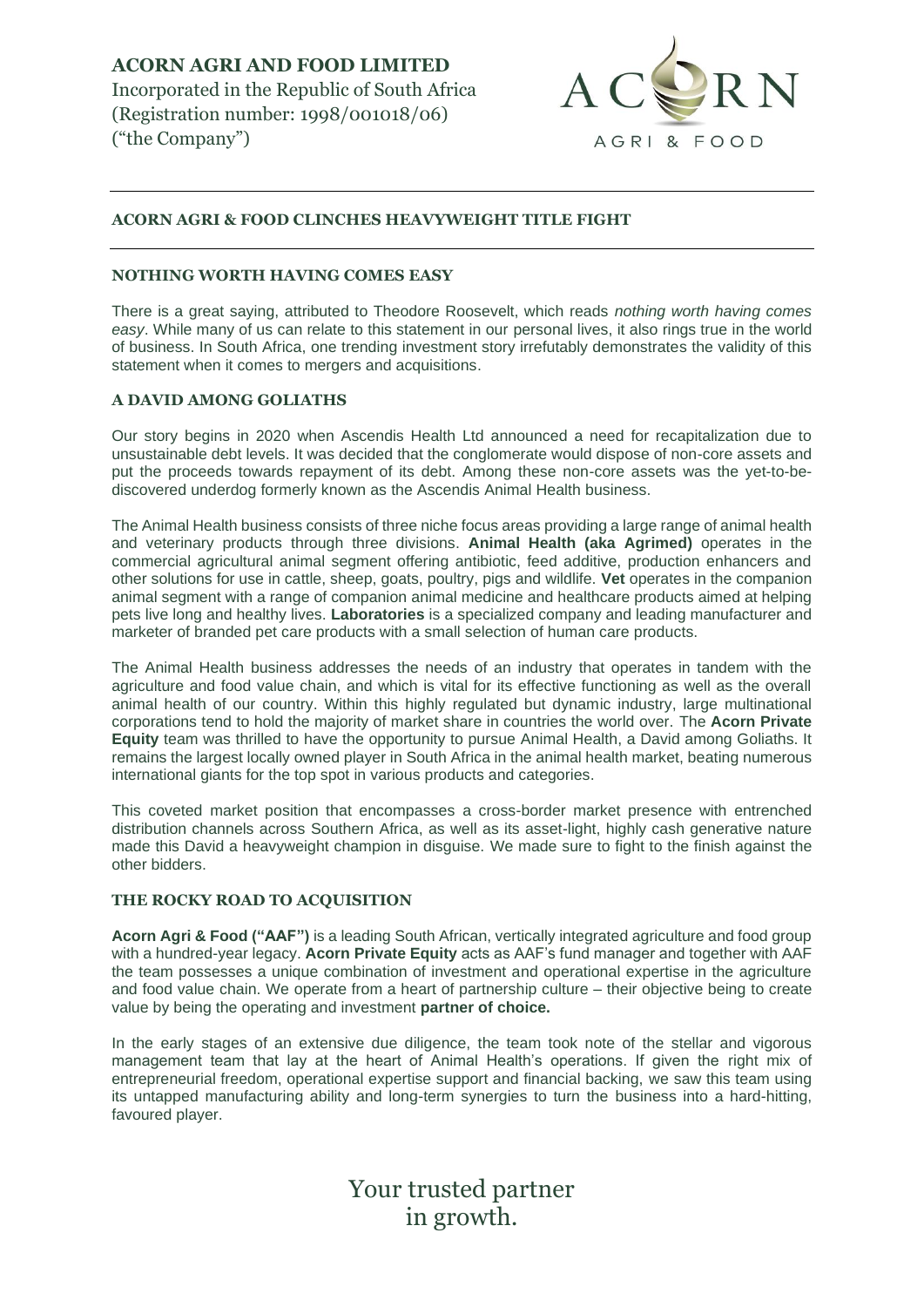**ACORN AGRI AND FOOD LIMITED**
Incorporated in the Republic of South Africa
(Registration number: 1998/001018/06)
("the Company")

## ACORN AGRI & FOOD CLINCHES HEAVYWEIGHT TITLE FIGHT

### NOTHING WORTH HAVING COMES EASY

There is a great saying, attributed to Theodore Roosevelt, which reads *nothing worth having comes easy*. While many of us can relate to this statement in our personal lives, it also rings true in the world of business. In South Africa, one trending investment story irrefutably demonstrates the validity of this statement when it comes to mergers and acquisitions.

### A DAVID AMONG GOLIATHS

Our story begins in 2020 when Ascendis Health Ltd announced a need for recapitalization due to unsustainable debt levels. It was decided that the conglomerate would dispose of non-core assets and put the proceeds towards repayment of its debt. Among these non-core assets was the yet-to-be-discovered underdog formerly known as the Ascendis Animal Health business.

The Animal Health business consists of three niche focus areas providing a large range of animal health and veterinary products through three divisions. **Animal Health (aka Agrimed)** operates in the commercial agricultural animal segment offering antibiotic, feed additive, production enhancers and other solutions for use in cattle, sheep, goats, poultry, pigs and wildlife. **Vet** operates in the companion animal segment with a range of companion animal medicine and healthcare products aimed at helping pets live long and healthy lives. **Laboratories** is a specialized company and leading manufacturer and marketer of branded pet care products with a small selection of human care products.

The Animal Health business addresses the needs of an industry that operates in tandem with the agriculture and food value chain, and which is vital for its effective functioning as well as the overall animal health of our country. Within this highly regulated but dynamic industry, large multinational corporations tend to hold the majority of market share in countries the world over. The **Acorn Private Equity** team was thrilled to have the opportunity to pursue Animal Health, a David among Goliaths. It remains the largest locally owned player in South Africa in the animal health market, beating numerous international giants for the top spot in various products and categories.

This coveted market position that encompasses a cross-border market presence with entrenched distribution channels across Southern Africa, as well as its asset-light, highly cash generative nature made this David a heavyweight champion in disguise. We made sure to fight to the finish against the other bidders.

### THE ROCKY ROAD TO ACQUISITION

**Acorn Agri & Food ("AAF")** is a leading South African, vertically integrated agriculture and food group with a hundred-year legacy. **Acorn Private Equity** acts as AAF's fund manager and together with AAF the team possesses a unique combination of investment and operational expertise in the agriculture and food value chain. We operate from a heart of partnership culture – their objective being to create value by being the operating and investment **partner of choice.**

In the early stages of an extensive due diligence, the team took note of the stellar and vigorous management team that lay at the heart of Animal Health's operations. If given the right mix of entrepreneurial freedom, operational expertise support and financial backing, we saw this team using its untapped manufacturing ability and long-term synergies to turn the business into a hard-hitting, favoured player.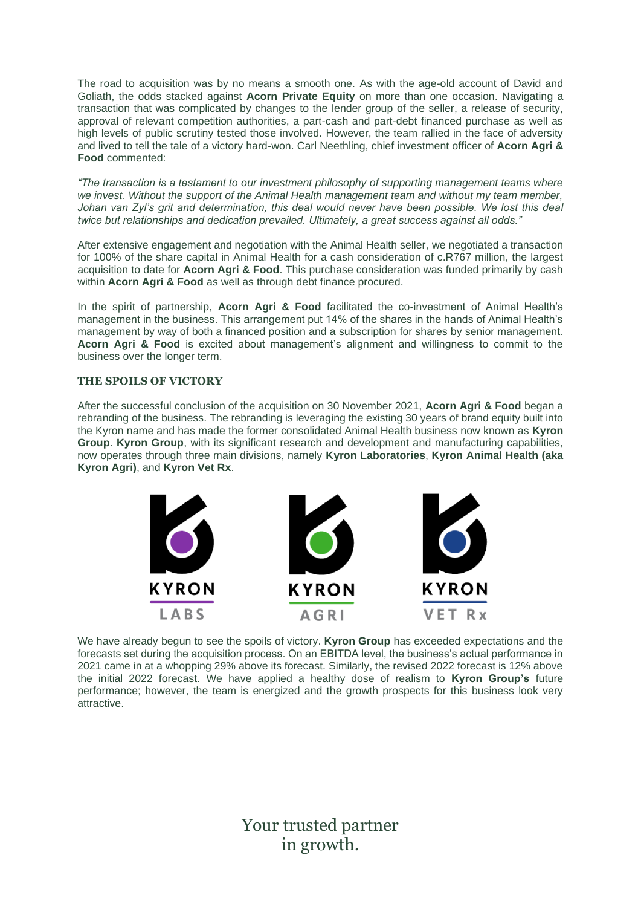The road to acquisition was by no means a smooth one. As with the age-old account of David and Goliath, the odds stacked against **Acorn Private Equity** on more than one occasion. Navigating a transaction that was complicated by changes to the lender group of the seller, a release of security, approval of relevant competition authorities, a part-cash and part-debt financed purchase as well as high levels of public scrutiny tested those involved. However, the team rallied in the face of adversity and lived to tell the tale of a victory hard-won. Carl Neethling, chief investment officer of **Acorn Agri & Food** commented:

*"The transaction is a testament to our investment philosophy of supporting management teams where we invest. Without the support of the Animal Health management team and without my team member, Johan van Zyl's grit and determination, this deal would never have been possible. We lost this deal twice but relationships and dedication prevailed. Ultimately, a great success against all odds."*

After extensive engagement and negotiation with the Animal Health seller, we negotiated a transaction for 100% of the share capital in Animal Health for a cash consideration of c.R767 million, the largest acquisition to date for **Acorn Agri & Food**. This purchase consideration was funded primarily by cash within **Acorn Agri & Food** as well as through debt finance procured.

In the spirit of partnership, **Acorn Agri & Food** facilitated the co-investment of Animal Health's management in the business. This arrangement put 14% of the shares in the hands of Animal Health's management by way of both a financed position and a subscription for shares by senior management. **Acorn Agri & Food** is excited about management's alignment and willingness to commit to the business over the longer term.

## THE SPOILS OF VICTORY

After the successful conclusion of the acquisition on 30 November 2021, **Acorn Agri & Food** began a rebranding of the business. The rebranding is leveraging the existing 30 years of brand equity built into the Kyron name and has made the former consolidated Animal Health business now known as **Kyron Group**. **Kyron Group**, with its significant research and development and manufacturing capabilities, now operates through three main divisions, namely **Kyron Laboratories**, **Kyron Animal Health (aka Kyron Agri)**, and **Kyron Vet Rx**.

KYRON LABS

KYRON AGRI

KYRON VET Rx

We have already begun to see the spoils of victory. **Kyron Group** has exceeded expectations and the forecasts set during the acquisition process. On an EBITDA level, the business's actual performance in 2021 came in at a whopping 29% above its forecast. Similarly, the revised 2022 forecast is 12% above the initial 2022 forecast. We have applied a healthy dose of realism to **Kyron Group's** future performance; however, the team is energized and the growth prospects for this business look very attractive.

Your trusted partner in growth.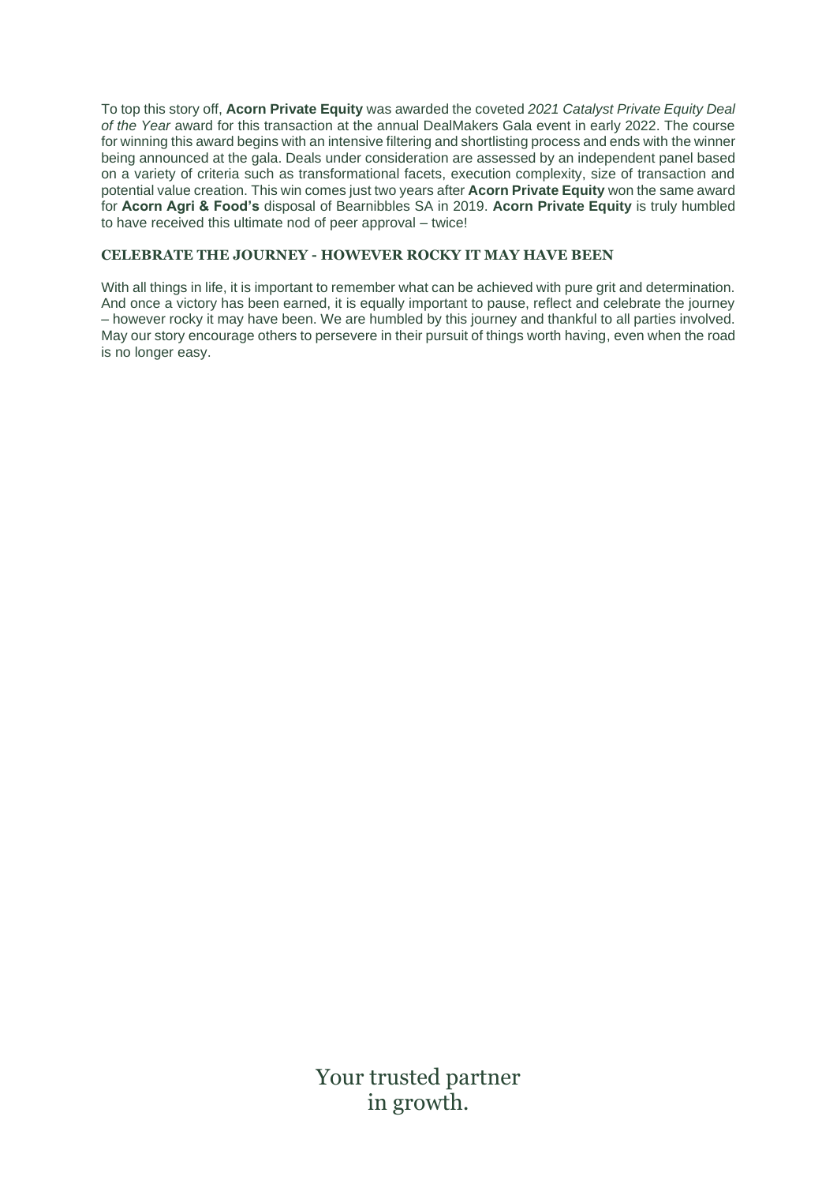To top this story off, **Acorn Private Equity** was awarded the coveted *2021 Catalyst Private Equity Deal of the Year* award for this transaction at the annual DealMakers Gala event in early 2022. The course for winning this award begins with an intensive filtering and shortlisting process and ends with the winner being announced at the gala. Deals under consideration are assessed by an independent panel based on a variety of criteria such as transformational facets, execution complexity, size of transaction and potential value creation. This win comes just two years after **Acorn Private Equity** won the same award for **Acorn Agri & Food's** disposal of Bearnibbles SA in 2019. **Acorn Private Equity** is truly humbled to have received this ultimate nod of peer approval – twice!

## CELEBRATE THE JOURNEY - HOWEVER ROCKY IT MAY HAVE BEEN

With all things in life, it is important to remember what can be achieved with pure grit and determination. And once a victory has been earned, it is equally important to pause, reflect and celebrate the journey – however rocky it may have been. We are humbled by this journey and thankful to all parties involved. May our story encourage others to persevere in their pursuit of things worth having, even when the road is no longer easy.

Your trusted partner
in growth.